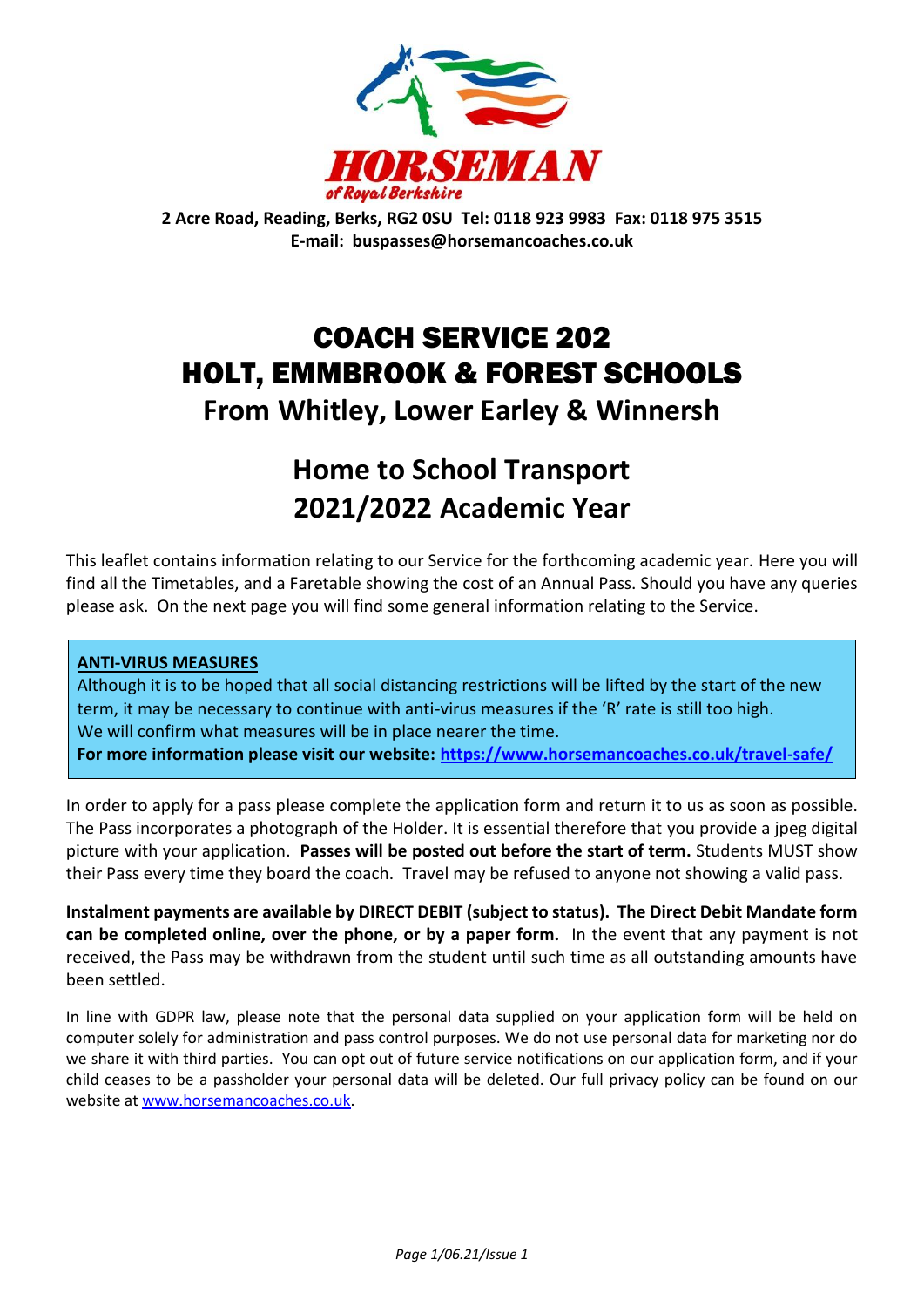**HORSEMAN**
*of Royal Berkshire*

**2 Acre Road, Reading, Berks, RG2 0SU Tel: 0118 923 9983 Fax: 0118 975 3515**
**E-mail: buspasses@horsemancoaches.co.uk**

# COACH SERVICE 202
# HOLT, EMMBROOK & FOREST SCHOOLS
## From Whitley, Lower Earley & Winnersh

## Home to School Transport
## 2021/2022 Academic Year

This leaflet contains information relating to our Service for the forthcoming academic year. Here you will find all the Timetables, and a Faretable showing the cost of an Annual Pass. Should you have any queries please ask. On the next page you will find some general information relating to the Service.

> **ANTI-VIRUS MEASURES**
> Although it is to be hoped that all social distancing restrictions will be lifted by the start of the new term, it may be necessary to continue with anti-virus measures if the 'R' rate is still too high.
> We will confirm what measures will be in place nearer the time.
> **For more information please visit our website: https://www.horsemancoaches.co.uk/travel-safe/**

In order to apply for a pass please complete the application form and return it to us as soon as possible. The Pass incorporates a photograph of the Holder. It is essential therefore that you provide a jpeg digital picture with your application. **Passes will be posted out before the start of term.** Students MUST show their Pass every time they board the coach. Travel may be refused to anyone not showing a valid pass.

**Instalment payments are available by DIRECT DEBIT (subject to status). The Direct Debit Mandate form can be completed online, over the phone, or by a paper form.** In the event that any payment is not received, the Pass may be withdrawn from the student until such time as all outstanding amounts have been settled.

In line with GDPR law, please note that the personal data supplied on your application form will be held on computer solely for administration and pass control purposes. We do not use personal data for marketing nor do we share it with third parties. You can opt out of future service notifications on our application form, and if your child ceases to be a passholder your personal data will be deleted. Our full privacy policy can be found on our website at www.horsemancoaches.co.uk.

*Page 1/06.21/Issue 1*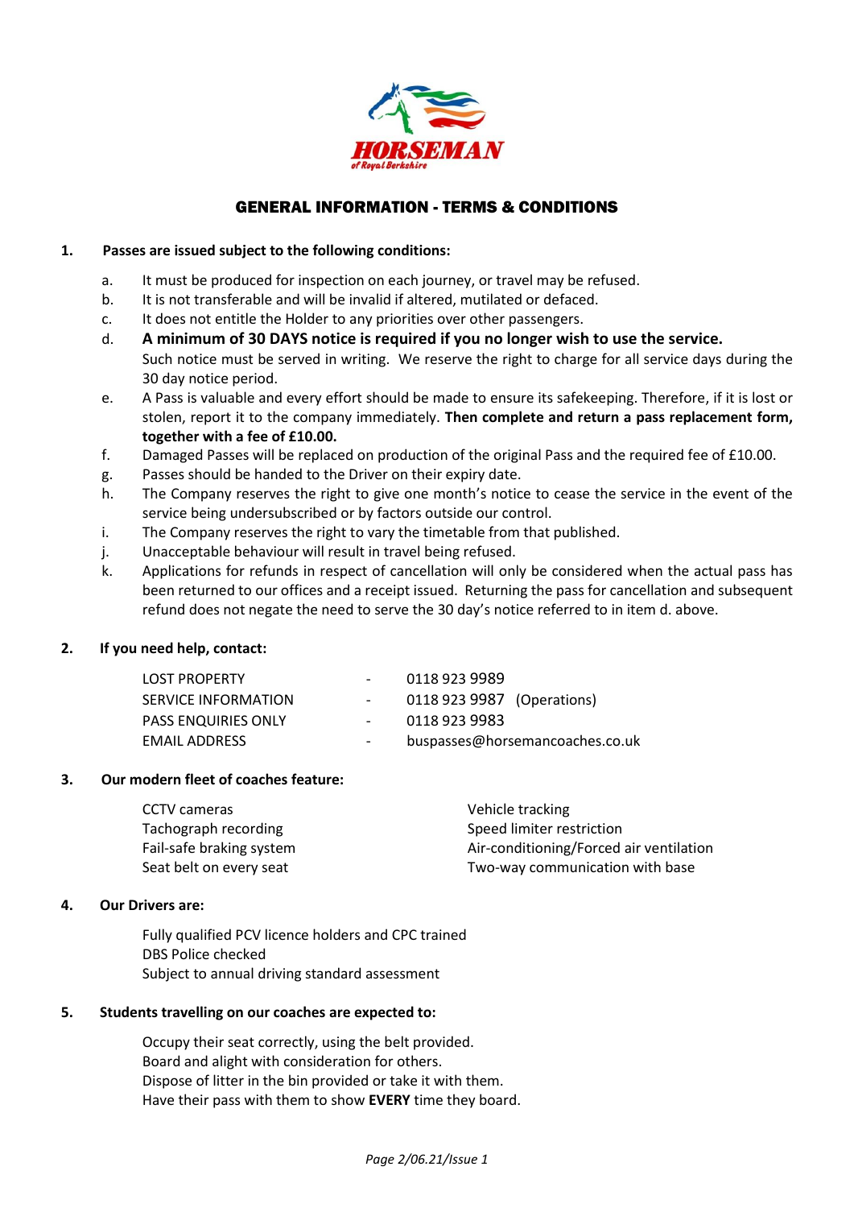# GENERAL INFORMATION - TERMS & CONDITIONS

**1. Passes are issued subject to the following conditions:**

a. It must be produced for inspection on each journey, or travel may be refused.

b. It is not transferable and will be invalid if altered, mutilated or defaced.

c. It does not entitle the Holder to any priorities over other passengers.

d. **A minimum of 30 DAYS notice is required if you no longer wish to use the service.** Such notice must be served in writing. We reserve the right to charge for all service days during the 30 day notice period.

e. A Pass is valuable and every effort should be made to ensure its safekeeping. Therefore, if it is lost or stolen, report it to the company immediately. **Then complete and return a pass replacement form, together with a fee of £10.00.**

f. Damaged Passes will be replaced on production of the original Pass and the required fee of £10.00.

g. Passes should be handed to the Driver on their expiry date.

h. The Company reserves the right to give one month's notice to cease the service in the event of the service being undersubscribed or by factors outside our control.

i. The Company reserves the right to vary the timetable from that published.

j. Unacceptable behaviour will result in travel being refused.

k. Applications for refunds in respect of cancellation will only be considered when the actual pass has been returned to our offices and a receipt issued. Returning the pass for cancellation and subsequent refund does not negate the need to serve the 30 day's notice referred to in item d. above.

**2. If you need help, contact:**

| | | |
|---|---|---|
| LOST PROPERTY | - | 0118 923 9989 |
| SERVICE INFORMATION | - | 0118 923 9987 (Operations) |
| PASS ENQUIRIES ONLY | - | 0118 923 9983 |
| EMAIL ADDRESS | - | buspasses@horsemancoaches.co.uk |

**3. Our modern fleet of coaches feature:**

- CCTV cameras
- Tachograph recording
- Fail-safe braking system
- Seat belt on every seat
- Vehicle tracking
- Speed limiter restriction
- Air-conditioning/Forced air ventilation
- Two-way communication with base

**4. Our Drivers are:**

- Fully qualified PCV licence holders and CPC trained
- DBS Police checked
- Subject to annual driving standard assessment

**5. Students travelling on our coaches are expected to:**

- Occupy their seat correctly, using the belt provided.
- Board and alight with consideration for others.
- Dispose of litter in the bin provided or take it with them.
- Have their pass with them to show **EVERY** time they board.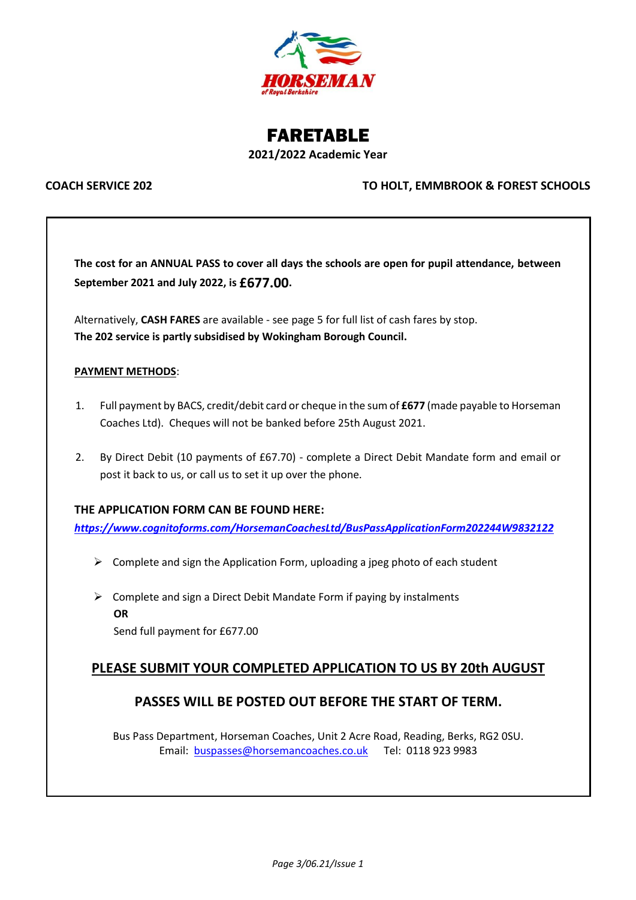HORSEMAN

of Royal Berkshire

# FARETABLE

**2021/2022 Academic Year**

**COACH SERVICE 202** **TO HOLT, EMMBROOK & FOREST SCHOOLS**

**The cost for an ANNUAL PASS to cover all days the schools are open for pupil attendance, between September 2021 and July 2022, is £677.00.**

Alternatively, **CASH FARES** are available - see page 5 for full list of cash fares by stop.
**The 202 service is partly subsidised by Wokingham Borough Council.**

**PAYMENT METHODS**:

1. Full payment by BACS, credit/debit card or cheque in the sum of **£677** (made payable to Horseman Coaches Ltd). Cheques will not be banked before 25th August 2021.

2. By Direct Debit (10 payments of £67.70) - complete a Direct Debit Mandate form and email or post it back to us, or call us to set it up over the phone.

**THE APPLICATION FORM CAN BE FOUND HERE:**
***https://www.cognitoforms.com/HorsemanCoachesLtd/BusPassApplicationForm202244W9832122***

- Complete and sign the Application Form, uploading a jpeg photo of each student

- Complete and sign a Direct Debit Mandate Form if paying by instalments
  **OR**
  Send full payment for £677.00

## PLEASE SUBMIT YOUR COMPLETED APPLICATION TO US BY 20th AUGUST

## PASSES WILL BE POSTED OUT BEFORE THE START OF TERM.

Bus Pass Department, Horseman Coaches, Unit 2 Acre Road, Reading, Berks, RG2 0SU.
Email: buspasses@horsemancoaches.co.uk Tel: 0118 923 9983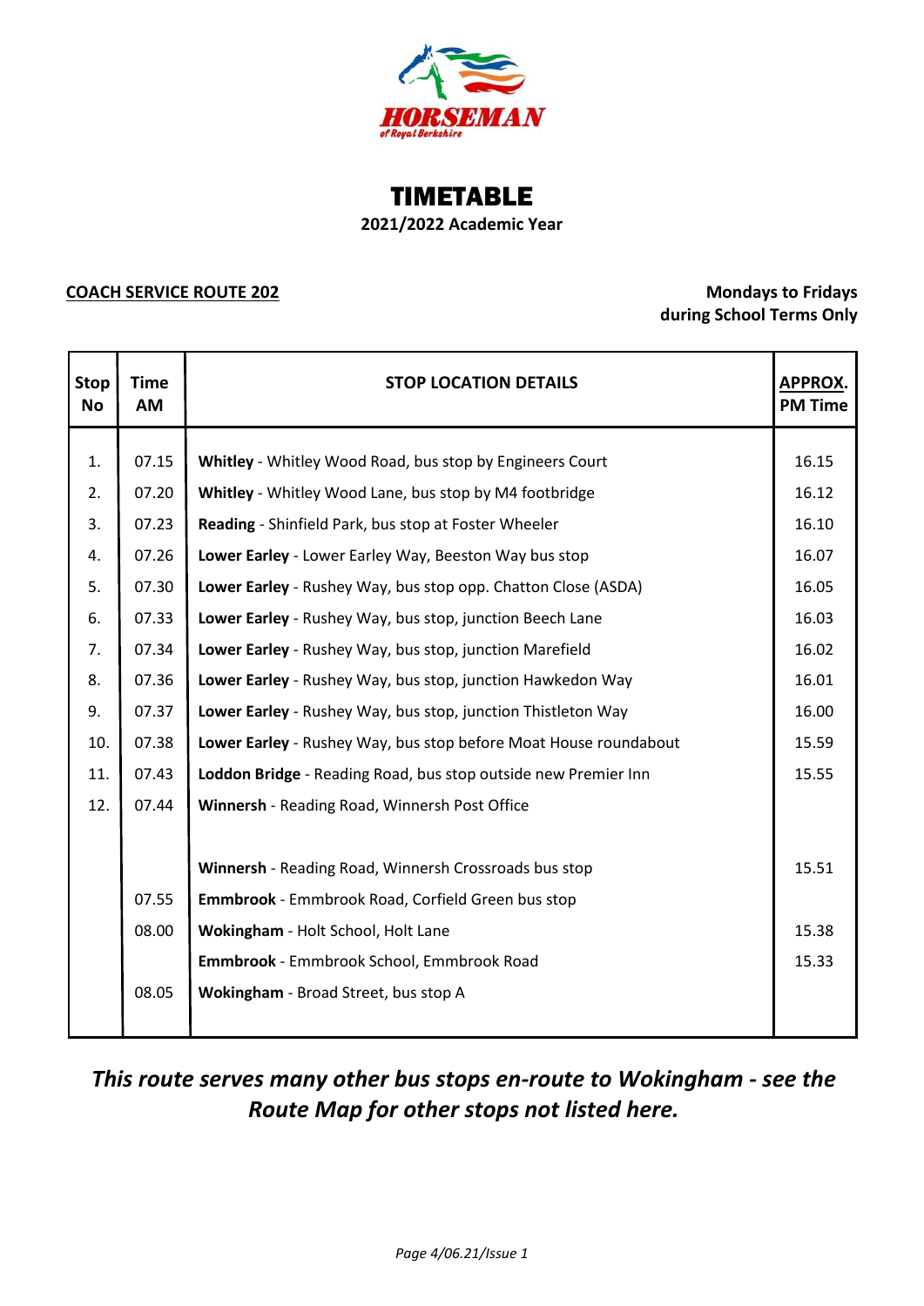HORSEMAN
of Royal Berkshire

# TIMETABLE

**2021/2022 Academic Year**

**COACH SERVICE ROUTE 202**

**Mondays to Fridays during School Terms Only**

| Stop No | Time AM | STOP LOCATION DETAILS | APPROX. PM Time |
|---|---|---|---|
| 1. | 07.15 | **Whitley** - Whitley Wood Road, bus stop by Engineers Court | 16.15 |
| 2. | 07.20 | **Whitley** - Whitley Wood Lane, bus stop by M4 footbridge | 16.12 |
| 3. | 07.23 | **Reading** - Shinfield Park, bus stop at Foster Wheeler | 16.10 |
| 4. | 07.26 | **Lower Earley** - Lower Earley Way, Beeston Way bus stop | 16.07 |
| 5. | 07.30 | **Lower Earley** - Rushey Way, bus stop opp. Chatton Close (ASDA) | 16.05 |
| 6. | 07.33 | **Lower Earley** - Rushey Way, bus stop, junction Beech Lane | 16.03 |
| 7. | 07.34 | **Lower Earley** - Rushey Way, bus stop, junction Marefield | 16.02 |
| 8. | 07.36 | **Lower Earley** - Rushey Way, bus stop, junction Hawkedon Way | 16.01 |
| 9. | 07.37 | **Lower Earley** - Rushey Way, bus stop, junction Thistleton Way | 16.00 |
| 10. | 07.38 | **Lower Earley** - Rushey Way, bus stop before Moat House roundabout | 15.59 |
| 11. | 07.43 | **Loddon Bridge** - Reading Road, bus stop outside new Premier Inn | 15.55 |
| 12. | 07.44 | **Winnersh** - Reading Road, Winnersh Post Office | |
| | | **Winnersh** - Reading Road, Winnersh Crossroads bus stop | 15.51 |
| | 07.55 | **Emmbrook** - Emmbrook Road, Corfield Green bus stop | |
| | 08.00 | **Wokingham** - Holt School, Holt Lane | 15.38 |
| | | **Emmbrook** - Emmbrook School, Emmbrook Road | 15.33 |
| | 08.05 | **Wokingham** - Broad Street, bus stop A | |

***This route serves many other bus stops en-route to Wokingham - see the Route Map for other stops not listed here.***

*Page 4/06.21/Issue 1*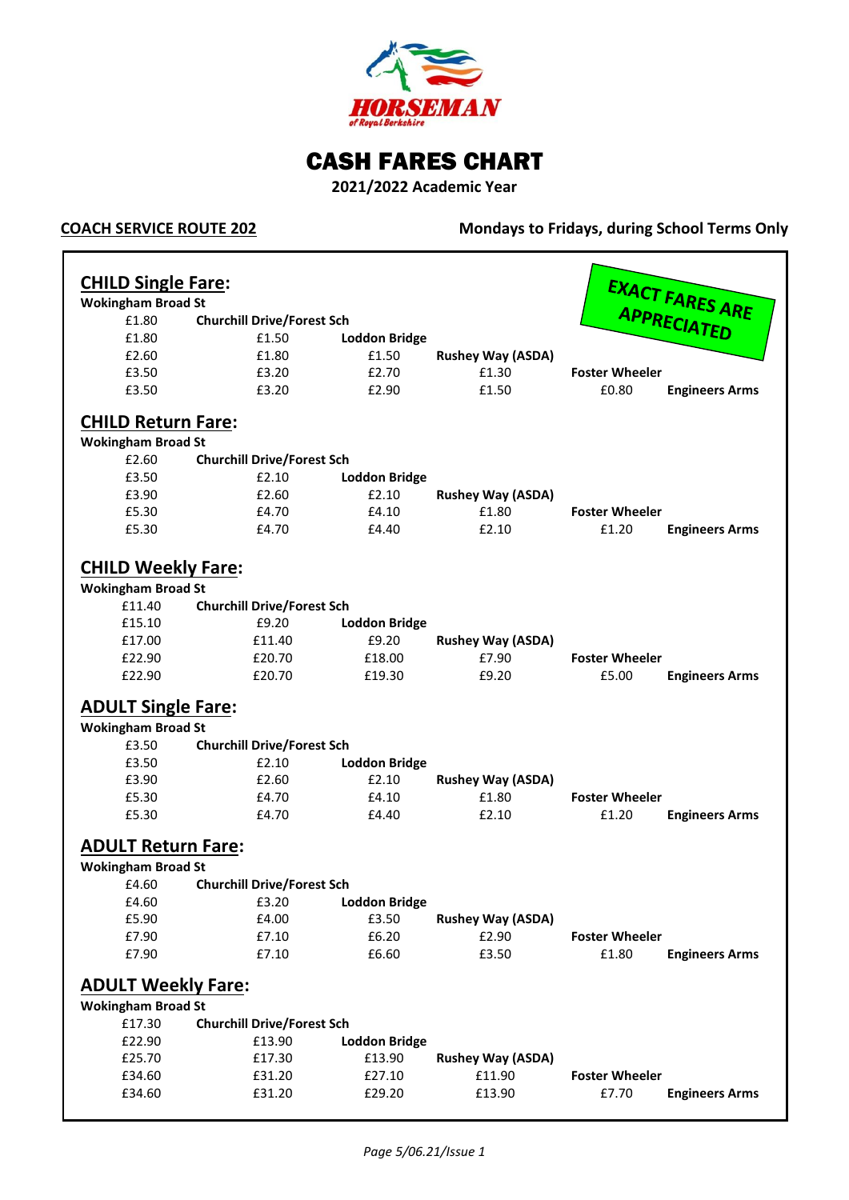HORSEMAN
of Royal Berkshire

# CASH FARES CHART

**2021/2022 Academic Year**

**COACH SERVICE ROUTE 202**

**Mondays to Fridays, during School Terms Only**

**EXACT FARES ARE APPRECIATED**

## CHILD Single Fare:

| | | | | | |
|---|---|---|---|---|---|
| **Wokingham Broad St** | | | | | |
| £1.80 | **Churchill Drive/Forest Sch** | | | | |
| £1.80 | £1.50 | **Loddon Bridge** | | | |
| £2.60 | £1.80 | £1.50 | **Rushey Way (ASDA)** | | |
| £3.50 | £3.20 | £2.70 | £1.30 | **Foster Wheeler** | |
| £3.50 | £3.20 | £2.90 | £1.50 | £0.80 | **Engineers Arms** |

## CHILD Return Fare:

| | | | | | |
|---|---|---|---|---|---|
| **Wokingham Broad St** | | | | | |
| £2.60 | **Churchill Drive/Forest Sch** | | | | |
| £3.50 | £2.10 | **Loddon Bridge** | | | |
| £3.90 | £2.60 | £2.10 | **Rushey Way (ASDA)** | | |
| £5.30 | £4.70 | £4.10 | £1.80 | **Foster Wheeler** | |
| £5.30 | £4.70 | £4.40 | £2.10 | £1.20 | **Engineers Arms** |

## CHILD Weekly Fare:

| | | | | | |
|---|---|---|---|---|---|
| **Wokingham Broad St** | | | | | |
| £11.40 | **Churchill Drive/Forest Sch** | | | | |
| £15.10 | £9.20 | **Loddon Bridge** | | | |
| £17.00 | £11.40 | £9.20 | **Rushey Way (ASDA)** | | |
| £22.90 | £20.70 | £18.00 | £7.90 | **Foster Wheeler** | |
| £22.90 | £20.70 | £19.30 | £9.20 | £5.00 | **Engineers Arms** |

## ADULT Single Fare:

| | | | | | |
|---|---|---|---|---|---|
| **Wokingham Broad St** | | | | | |
| £3.50 | **Churchill Drive/Forest Sch** | | | | |
| £3.50 | £2.10 | **Loddon Bridge** | | | |
| £3.90 | £2.60 | £2.10 | **Rushey Way (ASDA)** | | |
| £5.30 | £4.70 | £4.10 | £1.80 | **Foster Wheeler** | |
| £5.30 | £4.70 | £4.40 | £2.10 | £1.20 | **Engineers Arms** |

## ADULT Return Fare:

| | | | | | |
|---|---|---|---|---|---|
| **Wokingham Broad St** | | | | | |
| £4.60 | **Churchill Drive/Forest Sch** | | | | |
| £4.60 | £3.20 | **Loddon Bridge** | | | |
| £5.90 | £4.00 | £3.50 | **Rushey Way (ASDA)** | | |
| £7.90 | £7.10 | £6.20 | £2.90 | **Foster Wheeler** | |
| £7.90 | £7.10 | £6.60 | £3.50 | £1.80 | **Engineers Arms** |

## ADULT Weekly Fare:

| | | | | | |
|---|---|---|---|---|---|
| **Wokingham Broad St** | | | | | |
| £17.30 | **Churchill Drive/Forest Sch** | | | | |
| £22.90 | £13.90 | **Loddon Bridge** | | | |
| £25.70 | £17.30 | £13.90 | **Rushey Way (ASDA)** | | |
| £34.60 | £31.20 | £27.10 | £11.90 | **Foster Wheeler** | |
| £34.60 | £31.20 | £29.20 | £13.90 | £7.70 | **Engineers Arms** |

*Page 5/06.21/Issue 1*